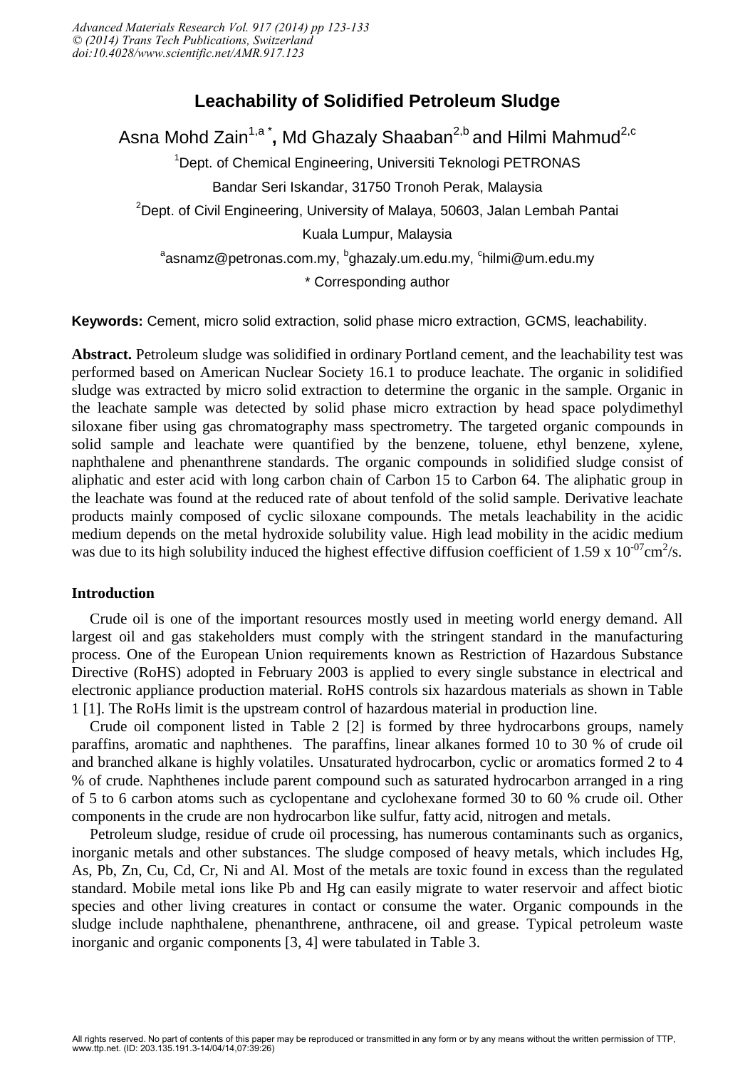# Leachability of Solidified Petroleum Sludge

Asna Mohd Zain[1,a *], Md Ghazaly Shaaban[2,b] and Hilmi Mahmud[2,c]

[1]Dept. of Chemical Engineering, Universiti Teknologi PETRONAS

Bandar Seri Iskandar, 31750 Tronoh Perak, Malaysia

[2]Dept. of Civil Engineering, University of Malaya, 50603, Jalan Lembah Pantai

Kuala Lumpur, Malaysia

[a]asnamz@petronas.com.my, [b]ghazaly.um.edu.my, [c]hilmi@um.edu.my

* Corresponding author

**Keywords:** Cement, micro solid extraction, solid phase micro extraction, GCMS, leachability.

**Abstract.** Petroleum sludge was solidified in ordinary Portland cement, and the leachability test was performed based on American Nuclear Society 16.1 to produce leachate. The organic in solidified sludge was extracted by micro solid extraction to determine the organic in the sample. Organic in the leachate sample was detected by solid phase micro extraction by head space polydimethyl siloxane fiber using gas chromatography mass spectrometry. The targeted organic compounds in solid sample and leachate were quantified by the benzene, toluene, ethyl benzene, xylene, naphthalene and phenanthrene standards. The organic compounds in solidified sludge consist of aliphatic and ester acid with long carbon chain of Carbon 15 to Carbon 64. The aliphatic group in the leachate was found at the reduced rate of about tenfold of the solid sample. Derivative leachate products mainly composed of cyclic siloxane compounds. The metals leachability in the acidic medium depends on the metal hydroxide solubility value. High lead mobility in the acidic medium was due to its high solubility induced the highest effective diffusion coefficient of $1.59 \times 10^{-07} cm^2/s$.

## Introduction

Crude oil is one of the important resources mostly used in meeting world energy demand. All largest oil and gas stakeholders must comply with the stringent standard in the manufacturing process. One of the European Union requirements known as Restriction of Hazardous Substance Directive (RoHS) adopted in February 2003 is applied to every single substance in electrical and electronic appliance production material. RoHS controls six hazardous materials as shown in Table 1 [1]. The RoHs limit is the upstream control of hazardous material in production line.

Crude oil component listed in Table 2 [2] is formed by three hydrocarbons groups, namely paraffins, aromatic and naphthenes. The paraffins, linear alkanes formed 10 to 30 % of crude oil and branched alkane is highly volatiles. Unsaturated hydrocarbon, cyclic or aromatics formed 2 to 4 % of crude. Naphthenes include parent compound such as saturated hydrocarbon arranged in a ring of 5 to 6 carbon atoms such as cyclopentane and cyclohexane formed 30 to 60 % crude oil. Other components in the crude are non hydrocarbon like sulfur, fatty acid, nitrogen and metals.

Petroleum sludge, residue of crude oil processing, has numerous contaminants such as organics, inorganic metals and other substances. The sludge composed of heavy metals, which includes Hg, As, Pb, Zn, Cu, Cd, Cr, Ni and Al. Most of the metals are toxic found in excess than the regulated standard. Mobile metal ions like Pb and Hg can easily migrate to water reservoir and affect biotic species and other living creatures in contact or consume the water. Organic compounds in the sludge include naphthalene, phenanthrene, anthracene, oil and grease. Typical petroleum waste inorganic and organic components [3, 4] were tabulated in Table 3.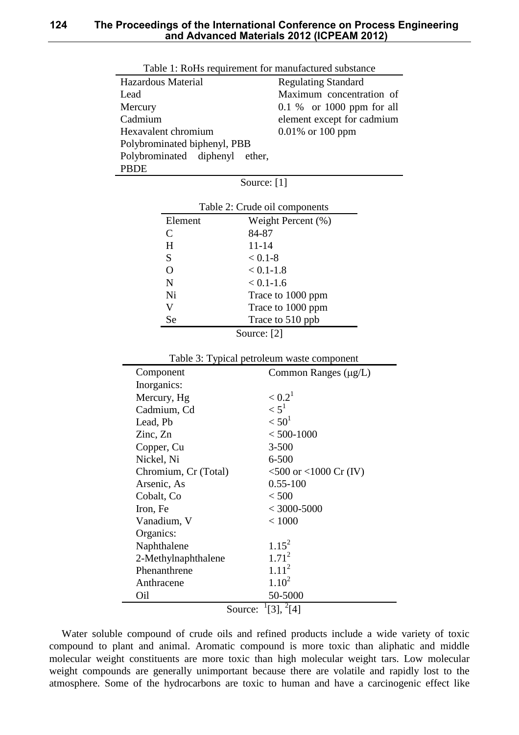Table 1: RoHs requirement for manufactured substance

| Hazardous Material | Regulating Standard |
|---|---|
| Lead | Maximum concentration of 0.1 % or 1000 ppm for all element except for cadmium 0.01% or 100 ppm |
| Mercury | |
| Cadmium | |
| Hexavalent chromium | |
| Polybrominated biphenyl, PBB | |
| Polybrominated diphenyl ether, PBDE | |

Source: [1]

Table 2: Crude oil components

| Element | Weight Percent (%) |
|---|---|
| C | 84-87 |
| H | 11-14 |
| S | < 0.1-8 |
| O | < 0.1-1.8 |
| N | < 0.1-1.6 |
| Ni | Trace to 1000 ppm |
| V | Trace to 1000 ppm |
| Se | Trace to 510 ppb |

Source: [2]

Table 3: Typical petroleum waste component

| Component | Common Ranges (μg/L) |
|---|---|
| Inorganics: | |
| Mercury, Hg | < 0.2[1] |
| Cadmium, Cd | < 5[1] |
| Lead, Pb | < 50[1] |
| Zinc, Zn | < 500-1000 |
| Copper, Cu | 3-500 |
| Nickel, Ni | 6-500 |
| Chromium, Cr (Total) | <500 or <1000 Cr (IV) |
| Arsenic, As | 0.55-100 |
| Cobalt, Co | < 500 |
| Iron, Fe | < 3000-5000 |
| Vanadium, V | < 1000 |
| Organics: | |
| Naphthalene | 1.15[2] |
| 2-Methylnaphthalene | 1.71[2] |
| Phenanthrene | 1.11[2] |
| Anthracene | 1.10[2] |
| Oil | 50-5000 |

Source: [1][3], [2][4]

Water soluble compound of crude oils and refined products include a wide variety of toxic compound to plant and animal. Aromatic compound is more toxic than aliphatic and middle molecular weight constituents are more toxic than high molecular weight tars. Low molecular weight compounds are generally unimportant because there are volatile and rapidly lost to the atmosphere. Some of the hydrocarbons are toxic to human and have a carcinogenic effect like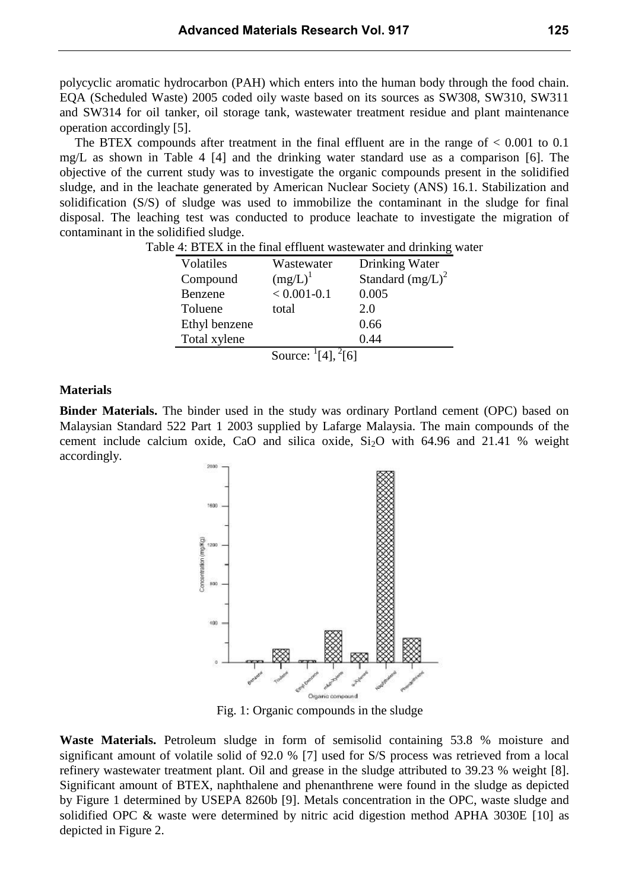polycyclic aromatic hydrocarbon (PAH) which enters into the human body through the food chain. EQA (Scheduled Waste) 2005 coded oily waste based on its sources as SW308, SW310, SW311 and SW314 for oil tanker, oil storage tank, wastewater treatment residue and plant maintenance operation accordingly [5].

The BTEX compounds after treatment in the final effluent are in the range of < 0.001 to 0.1 mg/L as shown in Table 4 [4] and the drinking water standard use as a comparison [6]. The objective of the current study was to investigate the organic compounds present in the solidified sludge, and in the leachate generated by American Nuclear Society (ANS) 16.1. Stabilization and solidification (S/S) of sludge was used to immobilize the contaminant in the sludge for final disposal. The leaching test was conducted to produce leachate to investigate the migration of contaminant in the solidified sludge.

Table 4: BTEX in the final effluent wastewater and drinking water

| Volatiles Compound | Wastewater (mg/L)[1] | Drinking Water Standard (mg/L)[2] |
|---|---|---|
| Benzene | < 0.001-0.1 | 0.005 |
| Toluene | total | 2.0 |
| Ethyl benzene | | 0.66 |
| Total xylene | | 0.44 |

Source: [1][4], [2][6]

**Materials**

**Binder Materials.** The binder used in the study was ordinary Portland cement (OPC) based on Malaysian Standard 522 Part 1 2003 supplied by Lafarge Malaysia. The main compounds of the cement include calcium oxide, CaO and silica oxide, $Si_2O$ with 64.96 and 21.41 % weight accordingly.

Fig. 1: Organic compounds in the sludge

**Waste Materials.** Petroleum sludge in form of semisolid containing 53.8 % moisture and significant amount of volatile solid of 92.0 % [7] used for S/S process was retrieved from a local refinery wastewater treatment plant. Oil and grease in the sludge attributed to 39.23 % weight [8]. Significant amount of BTEX, naphthalene and phenanthrene were found in the sludge as depicted by Figure 1 determined by USEPA 8260b [9]. Metals concentration in the OPC, waste sludge and solidified OPC & waste were determined by nitric acid digestion method APHA 3030E [10] as depicted in Figure 2.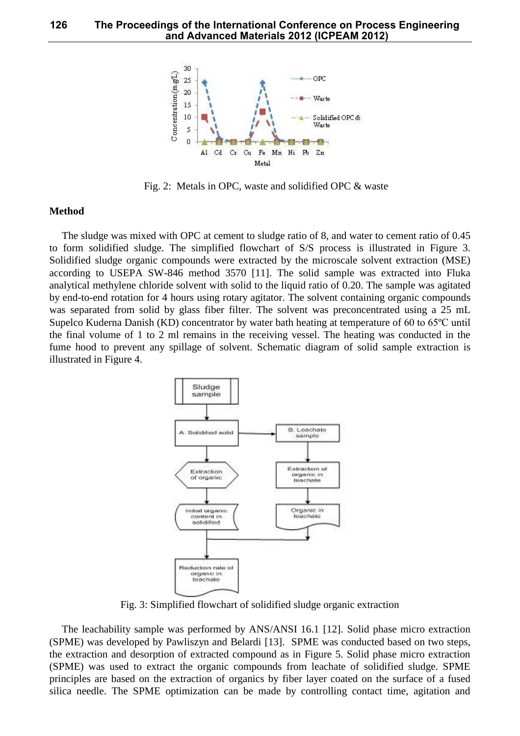Fig. 2: Metals in OPC, waste and solidified OPC & waste

**Method**

The sludge was mixed with OPC at cement to sludge ratio of 8, and water to cement ratio of 0.45 to form solidified sludge. The simplified flowchart of S/S process is illustrated in Figure 3. Solidified sludge organic compounds were extracted by the microscale solvent extraction (MSE) according to USEPA SW-846 method 3570 [11]. The solid sample was extracted into Fluka analytical methylene chloride solvent with solid to the liquid ratio of 0.20. The sample was agitated by end-to-end rotation for 4 hours using rotary agitator. The solvent containing organic compounds was separated from solid by glass fiber filter. The solvent was preconcentrated using a 25 mL Supelco Kuderna Danish (KD) concentrator by water bath heating at temperature of 60 to 65ºC until the final volume of 1 to 2 ml remains in the receiving vessel. The heating was conducted in the fume hood to prevent any spillage of solvent. Schematic diagram of solid sample extraction is illustrated in Figure 4.

Fig. 3: Simplified flowchart of solidified sludge organic extraction

The leachability sample was performed by ANS/ANSI 16.1 [12]. Solid phase micro extraction (SPME) was developed by Pawliszyn and Belardi [13]. SPME was conducted based on two steps, the extraction and desorption of extracted compound as in Figure 5. Solid phase micro extraction (SPME) was used to extract the organic compounds from leachate of solidified sludge. SPME principles are based on the extraction of organics by fiber layer coated on the surface of a fused silica needle. The SPME optimization can be made by controlling contact time, agitation and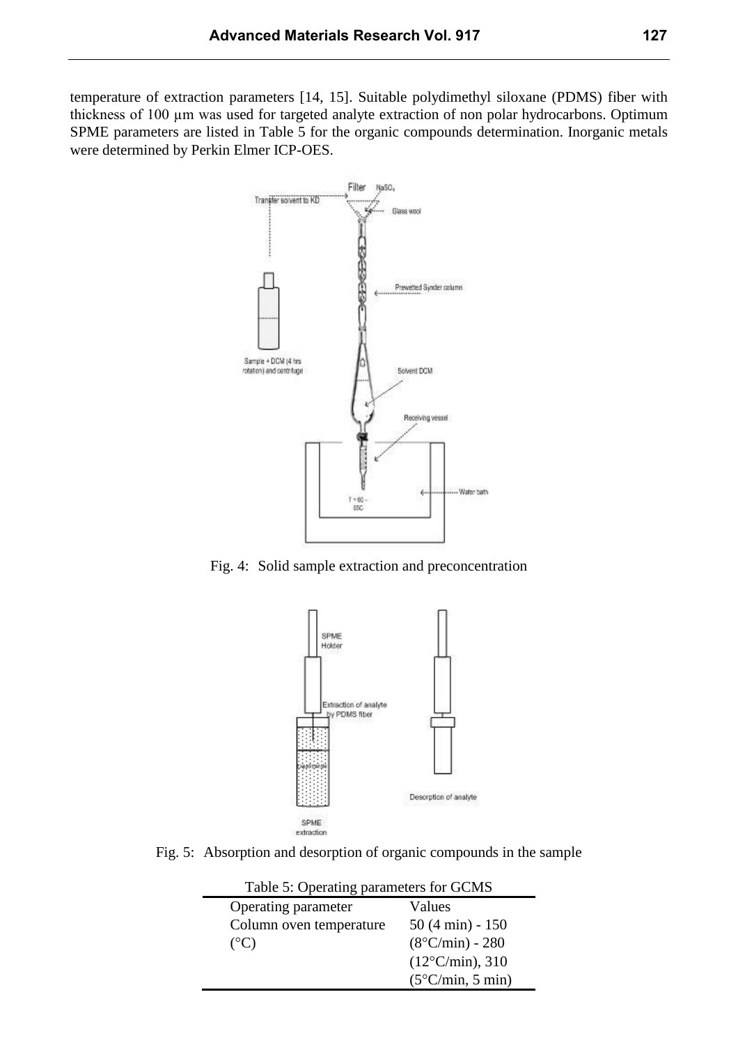temperature of extraction parameters [14, 15]. Suitable polydimethyl siloxane (PDMS) fiber with thickness of 100 μm was used for targeted analyte extraction of non polar hydrocarbons. Optimum SPME parameters are listed in Table 5 for the organic compounds determination. Inorganic metals were determined by Perkin Elmer ICP-OES.

Fig. 4: Solid sample extraction and preconcentration

Fig. 5: Absorption and desorption of organic compounds in the sample

Table 5: Operating parameters for GCMS

| Operating parameter | Values |
|---|---|
| Column oven temperature (°C) | 50 (4 min) - 150 (8°C/min) - 280 (12°C/min), 310 (5°C/min, 5 min) |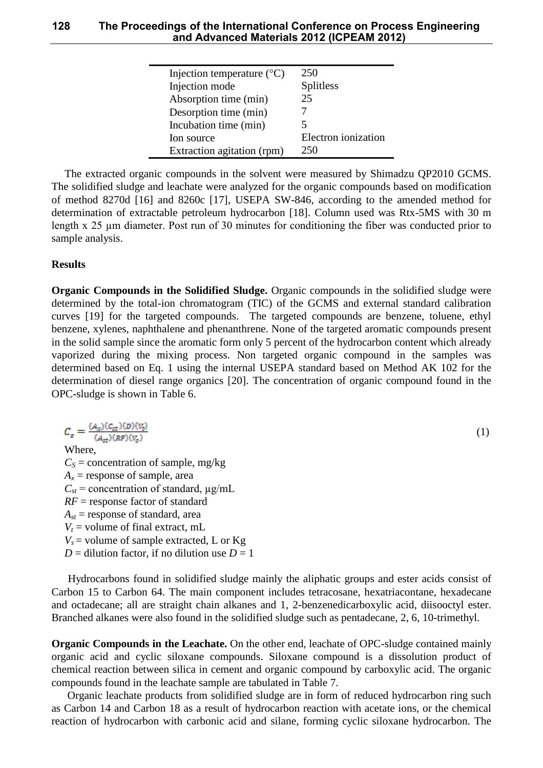| | |
|---|---|
| Injection temperature (°C) | 250 |
| Injection mode | Splitless |
| Absorption time (min) | 25 |
| Desorption time (min) | 7 |
| Incubation time (min) | 5 |
| Ion source | Electron ionization |
| Extraction agitation (rpm) | 250 |

The extracted organic compounds in the solvent were measured by Shimadzu QP2010 GCMS. The solidified sludge and leachate were analyzed for the organic compounds based on modification of method 8270d [16] and 8260c [17], USEPA SW-846, according to the amended method for determination of extractable petroleum hydrocarbon [18]. Column used was Rtx-5MS with 30 m length x 25 μm diameter. Post run of 30 minutes for conditioning the fiber was conducted prior to sample analysis.

**Results**

**Organic Compounds in the Solidified Sludge.** Organic compounds in the solidified sludge were determined by the total-ion chromatogram (TIC) of the GCMS and external standard calibration curves [19] for the targeted compounds. The targeted compounds are benzene, toluene, ethyl benzene, xylenes, naphthalene and phenanthrene. None of the targeted aromatic compounds present in the solid sample since the aromatic form only 5 percent of the hydrocarbon content which already vaporized during the mixing process. Non targeted organic compound in the samples was determined based on Eq. 1 using the internal USEPA standard based on Method AK 102 for the determination of diesel range organics [20]. The concentration of organic compound found in the OPC-sludge is shown in Table 6.

$$C_s = \frac{(A_x)(C_{st})(D)(V_t)}{(A_{st})(RF)(V_s)} \tag{1}$$

Where,
$C_S$ = concentration of sample, mg/kg
$A_x$ = response of sample, area
$C_{st}$ = concentration of standard, μg/mL
$RF$ = response factor of standard
$A_{st}$ = response of standard, area
$V_t$ = volume of final extract, mL
$V_s$ = volume of sample extracted, L or Kg
$D$ = dilution factor, if no dilution use $D$ = 1

Hydrocarbons found in solidified sludge mainly the aliphatic groups and ester acids consist of Carbon 15 to Carbon 64. The main component includes tetracosane, hexatriacontane, hexadecane and octadecane; all are straight chain alkanes and 1, 2-benzenedicarboxylic acid, diisooctyl ester. Branched alkanes were also found in the solidified sludge such as pentadecane, 2, 6, 10-trimethyl.

**Organic Compounds in the Leachate.** On the other end, leachate of OPC-sludge contained mainly organic acid and cyclic siloxane compounds. Siloxane compound is a dissolution product of chemical reaction between silica in cement and organic compound by carboxylic acid. The organic compounds found in the leachate sample are tabulated in Table 7.

Organic leachate products from solidified sludge are in form of reduced hydrocarbon ring such as Carbon 14 and Carbon 18 as a result of hydrocarbon reaction with acetate ions, or the chemical reaction of hydrocarbon with carbonic acid and silane, forming cyclic siloxane hydrocarbon. The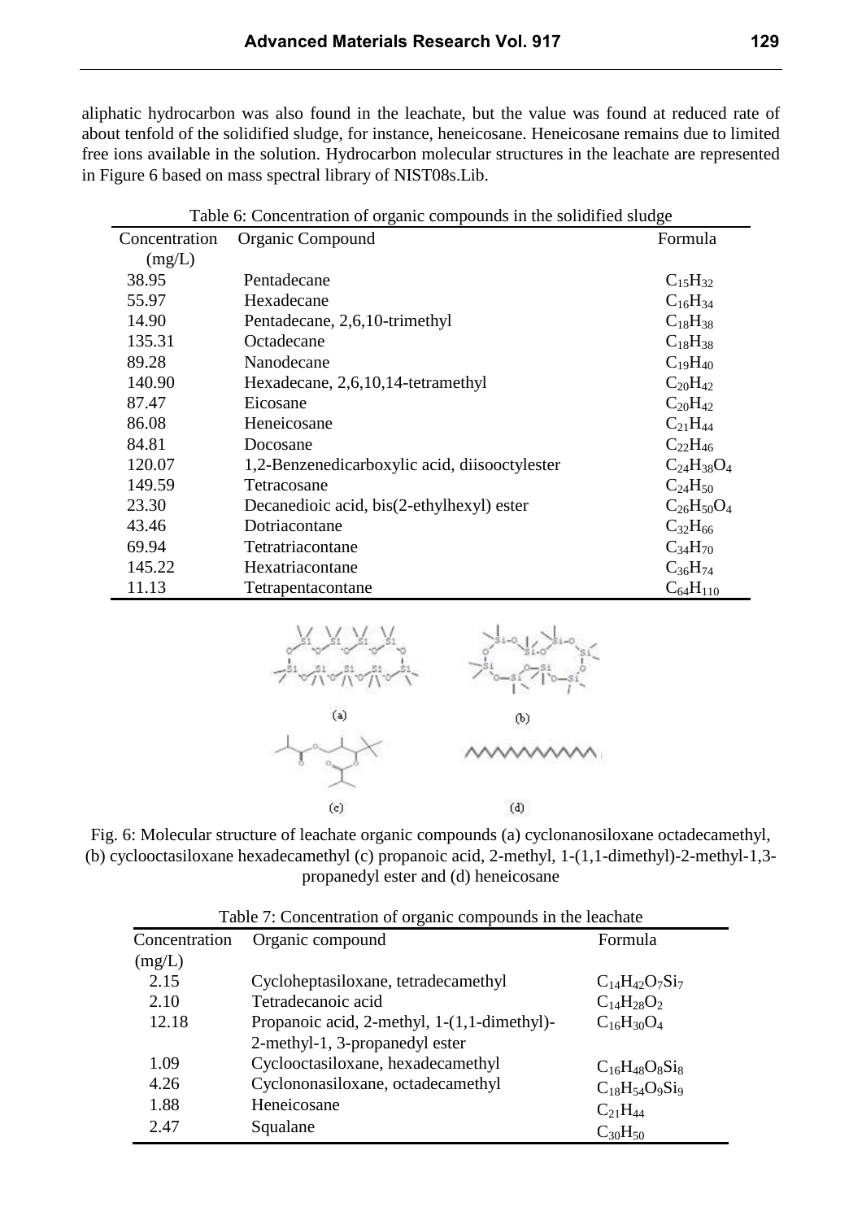aliphatic hydrocarbon was also found in the leachate, but the value was found at reduced rate of about tenfold of the solidified sludge, for instance, heneicosane. Heneicosane remains due to limited free ions available in the solution. Hydrocarbon molecular structures in the leachate are represented in Figure 6 based on mass spectral library of NIST08s.Lib.

Table 6: Concentration of organic compounds in the solidified sludge

| Concentration (mg/L) | Organic Compound | Formula |
|---|---|---|
| 38.95 | Pentadecane | $C_{15}H_{32}$ |
| 55.97 | Hexadecane | $C_{16}H_{34}$ |
| 14.90 | Pentadecane, 2,6,10-trimethyl | $C_{18}H_{38}$ |
| 135.31 | Octadecane | $C_{18}H_{38}$ |
| 89.28 | Nanodecane | $C_{19}H_{40}$ |
| 140.90 | Hexadecane, 2,6,10,14-tetramethyl | $C_{20}H_{42}$ |
| 87.47 | Eicosane | $C_{20}H_{42}$ |
| 86.08 | Heneicosane | $C_{21}H_{44}$ |
| 84.81 | Docosane | $C_{22}H_{46}$ |
| 120.07 | 1,2-Benzenedicarboxylic acid, diisooctylester | $C_{24}H_{38}O_4$ |
| 149.59 | Tetracosane | $C_{24}H_{50}$ |
| 23.30 | Decanedioic acid, bis(2-ethylhexyl) ester | $C_{26}H_{50}O_4$ |
| 43.46 | Dotriacontane | $C_{32}H_{66}$ |
| 69.94 | Tetratriacontane | $C_{34}H_{70}$ |
| 145.22 | Hexatriacontane | $C_{36}H_{74}$ |
| 11.13 | Tetrapentacontane | $C_{64}H_{110}$ |

Fig. 6: Molecular structure of leachate organic compounds (a) cyclonanosiloxane octadecamethyl, (b) cyclooctasiloxane hexadecamethyl (c) propanoic acid, 2-methyl, 1-(1,1-dimethyl)-2-methyl-1,3-propanedyl ester and (d) heneicosane

Table 7: Concentration of organic compounds in the leachate

| Concentration (mg/L) | Organic compound | Formula |
|---|---|---|
| 2.15 | Cycloheptasiloxane, tetradecamethyl | $C_{14}H_{42}O_7Si_7$ |
| 2.10 | Tetradecanoic acid | $C_{14}H_{28}O_2$ |
| 12.18 | Propanoic acid, 2-methyl, 1-(1,1-dimethyl)-2-methyl-1, 3-propanedyl ester | $C_{16}H_{30}O_4$ |
| 1.09 | Cyclooctasiloxane, hexadecamethyl | $C_{16}H_{48}O_8Si_8$ |
| 4.26 | Cyclononasiloxane, octadecamethyl | $C_{18}H_{54}O_9Si_9$ |
| 1.88 | Heneicosane | $C_{21}H_{44}$ |
| 2.47 | Squalane | $C_{30}H_{50}$ |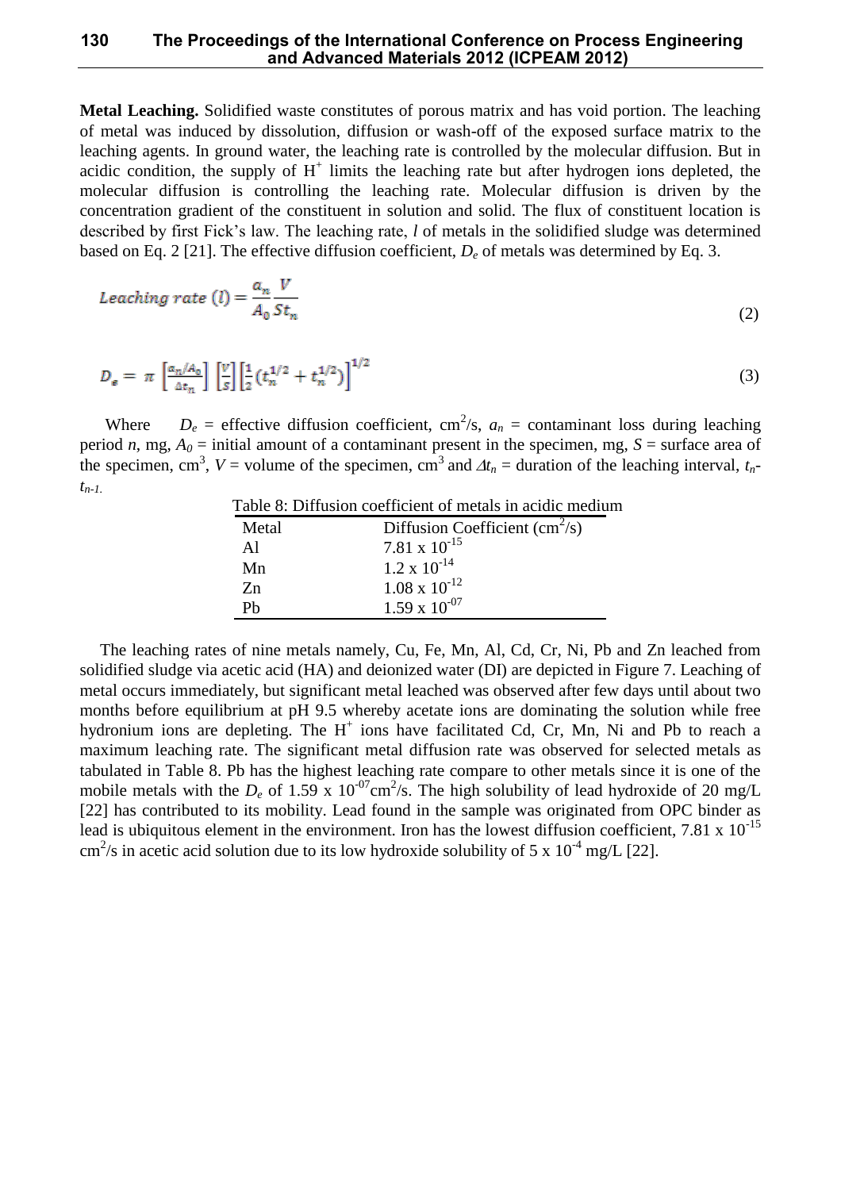**Metal Leaching.** Solidified waste constitutes of porous matrix and has void portion. The leaching of metal was induced by dissolution, diffusion or wash-off of the exposed surface matrix to the leaching agents. In ground water, the leaching rate is controlled by the molecular diffusion. But in acidic condition, the supply of $H^+$ limits the leaching rate but after hydrogen ions depleted, the molecular diffusion is controlling the leaching rate. Molecular diffusion is driven by the concentration gradient of the constituent in solution and solid. The flux of constituent location is described by first Fick's law. The leaching rate, $l$ of metals in the solidified sludge was determined based on Eq. 2 [21]. The effective diffusion coefficient, $D_e$ of metals was determined by Eq. 3.

$$Leaching\ rate\ (l) = \frac{a_n}{A_0}\frac{V}{St_n} \tag{2}$$

$$D_e = \pi\left[\frac{a_n/A_0}{\Delta t_n}\right]\left[\frac{V}{S}\right]\left[\frac{1}{2}\left(t_n^{1/2} + t_n^{1/2}\right)\right]^{1/2} \tag{3}$$

Where $D_e$ = effective diffusion coefficient, $cm^2/s$, $a_n$ = contaminant loss during leaching period $n$, mg, $A_0$ = initial amount of a contaminant present in the specimen, mg, $S$ = surface area of the specimen, $cm^3$, $V$ = volume of the specimen, $cm^3$ and $\Delta t_n$ = duration of the leaching interval, $t_n$-$t_{n-1}$.

Table 8: Diffusion coefficient of metals in acidic medium

| Metal | Diffusion Coefficient ($cm^2/s$) |
|---|---|
| Al | $7.81 \times 10^{-15}$ |
| Mn | $1.2 \times 10^{-14}$ |
| Zn | $1.08 \times 10^{-12}$ |
| Pb | $1.59 \times 10^{-07}$ |

The leaching rates of nine metals namely, Cu, Fe, Mn, Al, Cd, Cr, Ni, Pb and Zn leached from solidified sludge via acetic acid (HA) and deionized water (DI) are depicted in Figure 7. Leaching of metal occurs immediately, but significant metal leached was observed after few days until about two months before equilibrium at pH 9.5 whereby acetate ions are dominating the solution while free hydronium ions are depleting. The $H^+$ ions have facilitated Cd, Cr, Mn, Ni and Pb to reach a maximum leaching rate. The significant metal diffusion rate was observed for selected metals as tabulated in Table 8. Pb has the highest leaching rate compare to other metals since it is one of the mobile metals with the $D_e$ of $1.59 \times 10^{-07} cm^2/s$. The high solubility of lead hydroxide of 20 mg/L [22] has contributed to its mobility. Lead found in the sample was originated from OPC binder as lead is ubiquitous element in the environment. Iron has the lowest diffusion coefficient, $7.81 \times 10^{-15}$ $cm^2/s$ in acetic acid solution due to its low hydroxide solubility of $5 \times 10^{-4}$ mg/L [22].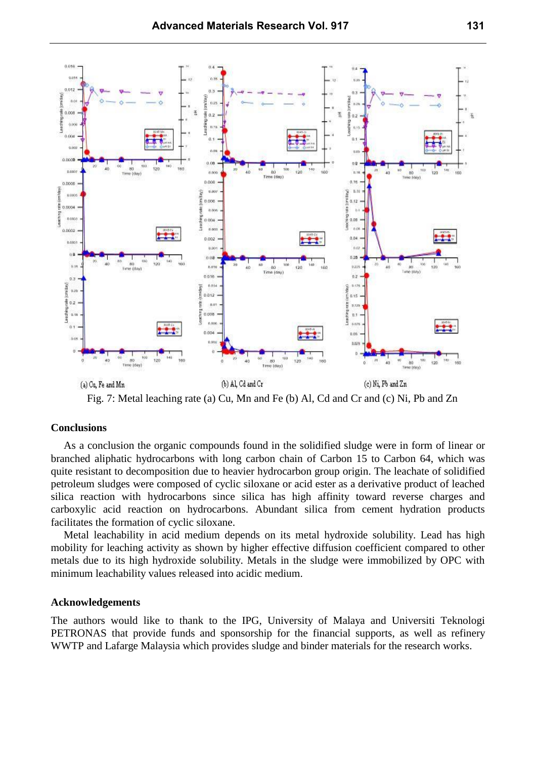(a) Cu, Fe and Mn (b) Al, Cd and Cr (c) Ni, Pb and Zn

Fig. 7: Metal leaching rate (a) Cu, Mn and Fe (b) Al, Cd and Cr and (c) Ni, Pb and Zn

## Conclusions

As a conclusion the organic compounds found in the solidified sludge were in form of linear or branched aliphatic hydrocarbons with long carbon chain of Carbon 15 to Carbon 64, which was quite resistant to decomposition due to heavier hydrocarbon group origin. The leachate of solidified petroleum sludges were composed of cyclic siloxane or acid ester as a derivative product of leached silica reaction with hydrocarbons since silica has high affinity toward reverse charges and carboxylic acid reaction on hydrocarbons. Abundant silica from cement hydration products facilitates the formation of cyclic siloxane.

Metal leachability in acid medium depends on its metal hydroxide solubility. Lead has high mobility for leaching activity as shown by higher effective diffusion coefficient compared to other metals due to its high hydroxide solubility. Metals in the sludge were immobilized by OPC with minimum leachability values released into acidic medium.

## Acknowledgements

The authors would like to thank to the IPG, University of Malaya and Universiti Teknologi PETRONAS that provide funds and sponsorship for the financial supports, as well as refinery WWTP and Lafarge Malaysia which provides sludge and binder materials for the research works.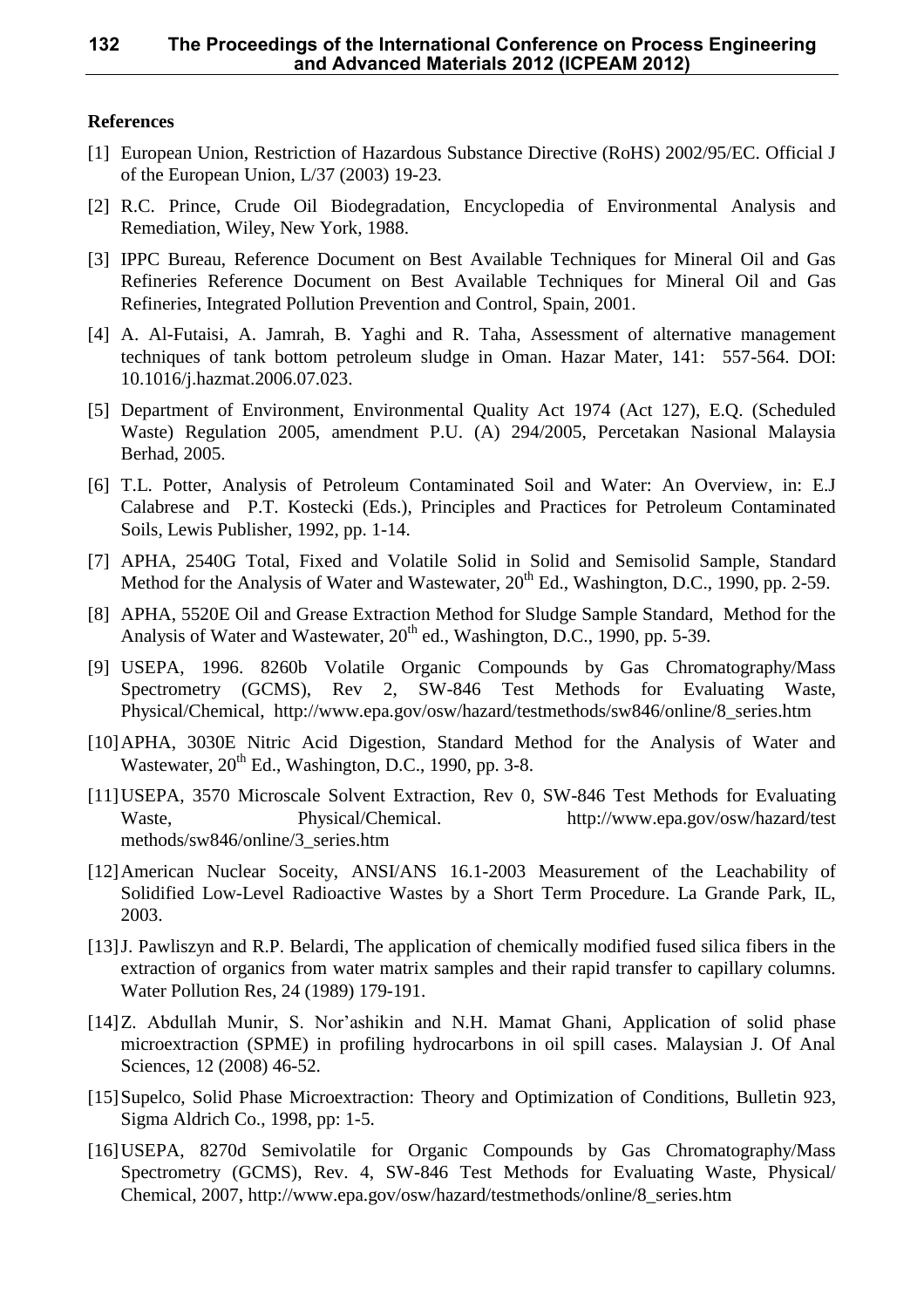## References

[1] European Union, Restriction of Hazardous Substance Directive (RoHS) 2002/95/EC. Official J of the European Union, L/37 (2003) 19-23.

[2] R.C. Prince, Crude Oil Biodegradation, Encyclopedia of Environmental Analysis and Remediation, Wiley, New York, 1988.

[3] IPPC Bureau, Reference Document on Best Available Techniques for Mineral Oil and Gas Refineries Reference Document on Best Available Techniques for Mineral Oil and Gas Refineries, Integrated Pollution Prevention and Control, Spain, 2001.

[4] A. Al-Futaisi, A. Jamrah, B. Yaghi and R. Taha, Assessment of alternative management techniques of tank bottom petroleum sludge in Oman. Hazar Mater, 141: 557-564. DOI: 10.1016/j.hazmat.2006.07.023.

[5] Department of Environment, Environmental Quality Act 1974 (Act 127), E.Q. (Scheduled Waste) Regulation 2005, amendment P.U. (A) 294/2005, Percetakan Nasional Malaysia Berhad, 2005.

[6] T.L. Potter, Analysis of Petroleum Contaminated Soil and Water: An Overview, in: E.J Calabrese and P.T. Kostecki (Eds.), Principles and Practices for Petroleum Contaminated Soils, Lewis Publisher, 1992, pp. 1-14.

[7] APHA, 2540G Total, Fixed and Volatile Solid in Solid and Semisolid Sample, Standard Method for the Analysis of Water and Wastewater, 20th Ed., Washington, D.C., 1990, pp. 2-59.

[8] APHA, 5520E Oil and Grease Extraction Method for Sludge Sample Standard, Method for the Analysis of Water and Wastewater, 20th ed., Washington, D.C., 1990, pp. 5-39.

[9] USEPA, 1996. 8260b Volatile Organic Compounds by Gas Chromatography/Mass Spectrometry (GCMS), Rev 2, SW-846 Test Methods for Evaluating Waste, Physical/Chemical, http://www.epa.gov/osw/hazard/testmethods/sw846/online/8_series.htm

[10] APHA, 3030E Nitric Acid Digestion, Standard Method for the Analysis of Water and Wastewater, 20th Ed., Washington, D.C., 1990, pp. 3-8.

[11] USEPA, 3570 Microscale Solvent Extraction, Rev 0, SW-846 Test Methods for Evaluating Waste, Physical/Chemical. http://www.epa.gov/osw/hazard/test methods/sw846/online/3_series.htm

[12] American Nuclear Soceity, ANSI/ANS 16.1-2003 Measurement of the Leachability of Solidified Low-Level Radioactive Wastes by a Short Term Procedure. La Grande Park, IL, 2003.

[13] J. Pawliszyn and R.P. Belardi, The application of chemically modified fused silica fibers in the extraction of organics from water matrix samples and their rapid transfer to capillary columns. Water Pollution Res, 24 (1989) 179-191.

[14] Z. Abdullah Munir, S. Nor'ashikin and N.H. Mamat Ghani, Application of solid phase microextraction (SPME) in profiling hydrocarbons in oil spill cases. Malaysian J. Of Anal Sciences, 12 (2008) 46-52.

[15] Supelco, Solid Phase Microextraction: Theory and Optimization of Conditions, Bulletin 923, Sigma Aldrich Co., 1998, pp: 1-5.

[16] USEPA, 8270d Semivolatile for Organic Compounds by Gas Chromatography/Mass Spectrometry (GCMS), Rev. 4, SW-846 Test Methods for Evaluating Waste, Physical/ Chemical, 2007, http://www.epa.gov/osw/hazard/testmethods/online/8_series.htm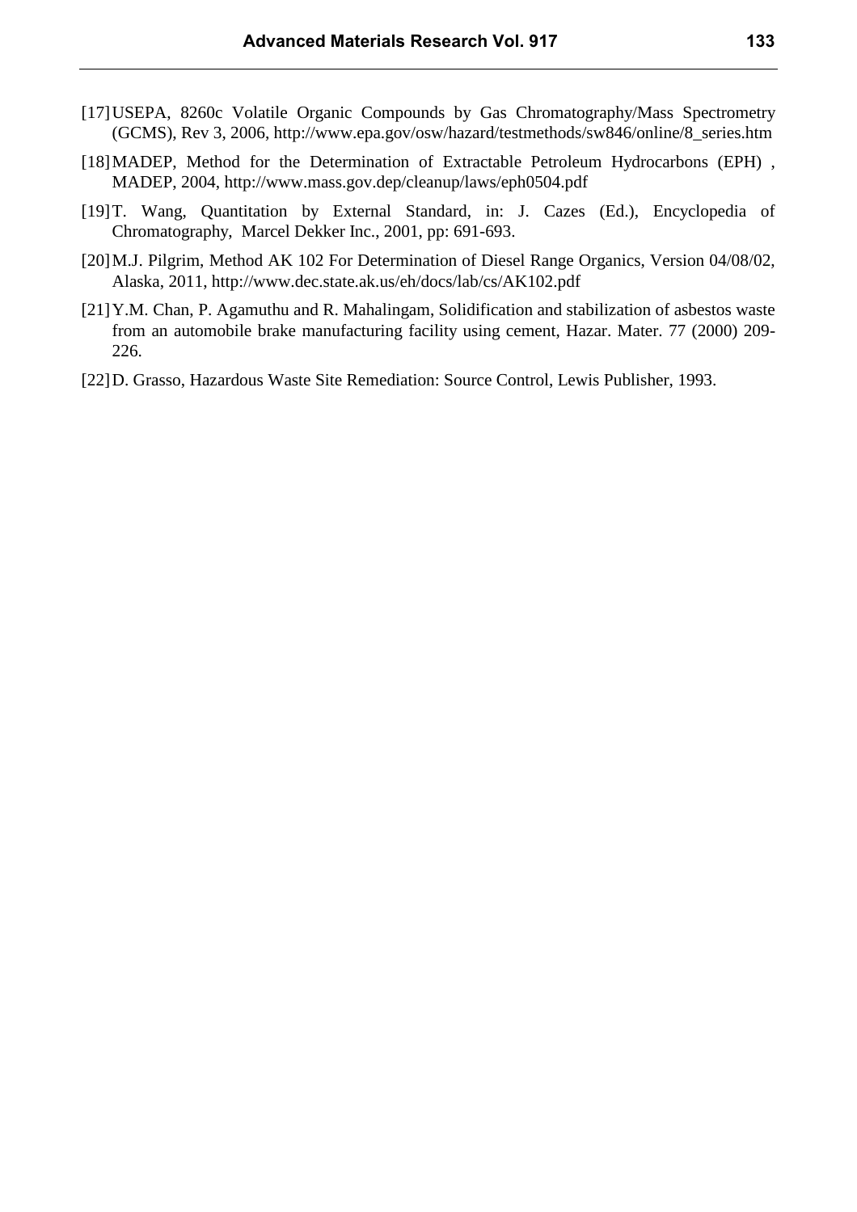[17] USEPA, 8260c Volatile Organic Compounds by Gas Chromatography/Mass Spectrometry (GCMS), Rev 3, 2006, http://www.epa.gov/osw/hazard/testmethods/sw846/online/8_series.htm

[18] MADEP, Method for the Determination of Extractable Petroleum Hydrocarbons (EPH) , MADEP, 2004, http://www.mass.gov.dep/cleanup/laws/eph0504.pdf

[19] T. Wang, Quantitation by External Standard, in: J. Cazes (Ed.), Encyclopedia of Chromatography, Marcel Dekker Inc., 2001, pp: 691-693.

[20] M.J. Pilgrim, Method AK 102 For Determination of Diesel Range Organics, Version 04/08/02, Alaska, 2011, http://www.dec.state.ak.us/eh/docs/lab/cs/AK102.pdf

[21] Y.M. Chan, P. Agamuthu and R. Mahalingam, Solidification and stabilization of asbestos waste from an automobile brake manufacturing facility using cement, Hazar. Mater. 77 (2000) 209-226.

[22] D. Grasso, Hazardous Waste Site Remediation: Source Control, Lewis Publisher, 1993.